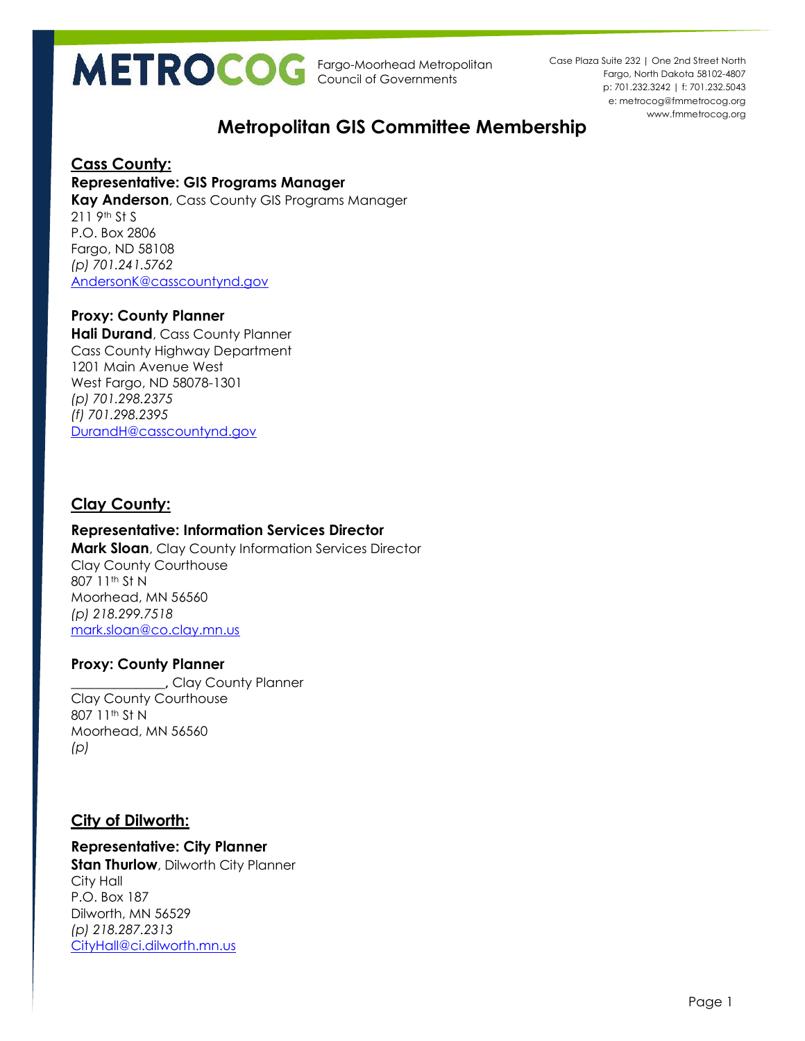**METROCOG** Fargo-Moorhead Metropolitan Council of Governments

Case Plaza Suite 232 | One 2nd Street North
Fargo, North Dakota 58102-4807
p: 701.232.3242 | f: 701.232.5043
e: metrocog@fmmetrocog.org
www.fmmetrocog.org

# Metropolitan GIS Committee Membership

## Cass County:

**Representative: GIS Programs Manager**
**Kay Anderson**, Cass County GIS Programs Manager
211 9th St S
P.O. Box 2806
Fargo, ND 58108
*(p) 701.241.5762*
AndersonK@casscountynd.gov

**Proxy: County Planner**
**Hali Durand**, Cass County Planner
Cass County Highway Department
1201 Main Avenue West
West Fargo, ND 58078-1301
*(p) 701.298.2375*
*(f) 701.298.2395*
DurandH@casscountynd.gov

## Clay County:

**Representative: Information Services Director**
**Mark Sloan**, Clay County Information Services Director
Clay County Courthouse
807 11th St N
Moorhead, MN 56560
*(p) 218.299.7518*
mark.sloan@co.clay.mn.us

**Proxy: County Planner**
______________, Clay County Planner
Clay County Courthouse
807 11th St N
Moorhead, MN 56560
*(p)*

## City of Dilworth:

**Representative: City Planner**
**Stan Thurlow**, Dilworth City Planner
City Hall
P.O. Box 187
Dilworth, MN 56529
*(p) 218.287.2313*
CityHall@ci.dilworth.mn.us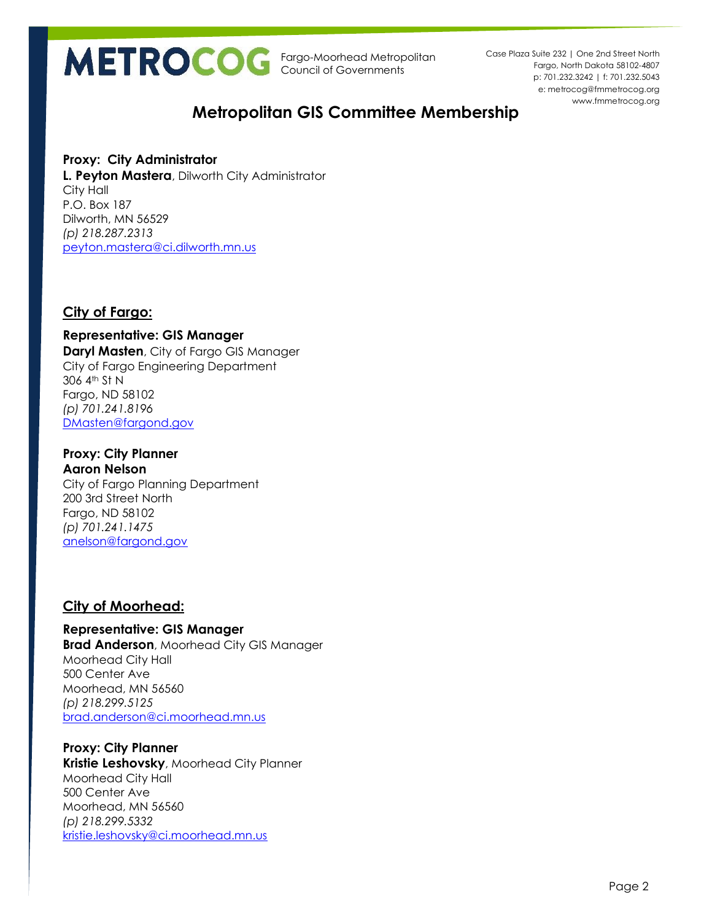# METROCOG Fargo-Moorhead Metropolitan Council of Governments

Case Plaza Suite 232 | One 2nd Street North
Fargo, North Dakota 58102-4807
p: 701.232.3242 | f: 701.232.5043
e: metrocog@fmmetrocog.org
www.fmmetrocog.org

## Metropolitan GIS Committee Membership

**Proxy: City Administrator**
**L. Peyton Mastera**, Dilworth City Administrator
City Hall
P.O. Box 187
Dilworth, MN 56529
*(p) 218.287.2313*
peyton.mastera@ci.dilworth.mn.us

### City of Fargo:

**Representative: GIS Manager**
**Daryl Masten**, City of Fargo GIS Manager
City of Fargo Engineering Department
306 4th St N
Fargo, ND 58102
*(p) 701.241.8196*
DMasten@fargond.gov

**Proxy: City Planner**
**Aaron Nelson**
City of Fargo Planning Department
200 3rd Street North
Fargo, ND 58102
*(p) 701.241.1475*
anelson@fargond.gov

### City of Moorhead:

**Representative: GIS Manager**
**Brad Anderson**, Moorhead City GIS Manager
Moorhead City Hall
500 Center Ave
Moorhead, MN 56560
*(p) 218.299.5125*
brad.anderson@ci.moorhead.mn.us

**Proxy: City Planner**
**Kristie Leshovsky**, Moorhead City Planner
Moorhead City Hall
500 Center Ave
Moorhead, MN 56560
*(p) 218.299.5332*
kristie.leshovsky@ci.moorhead.mn.us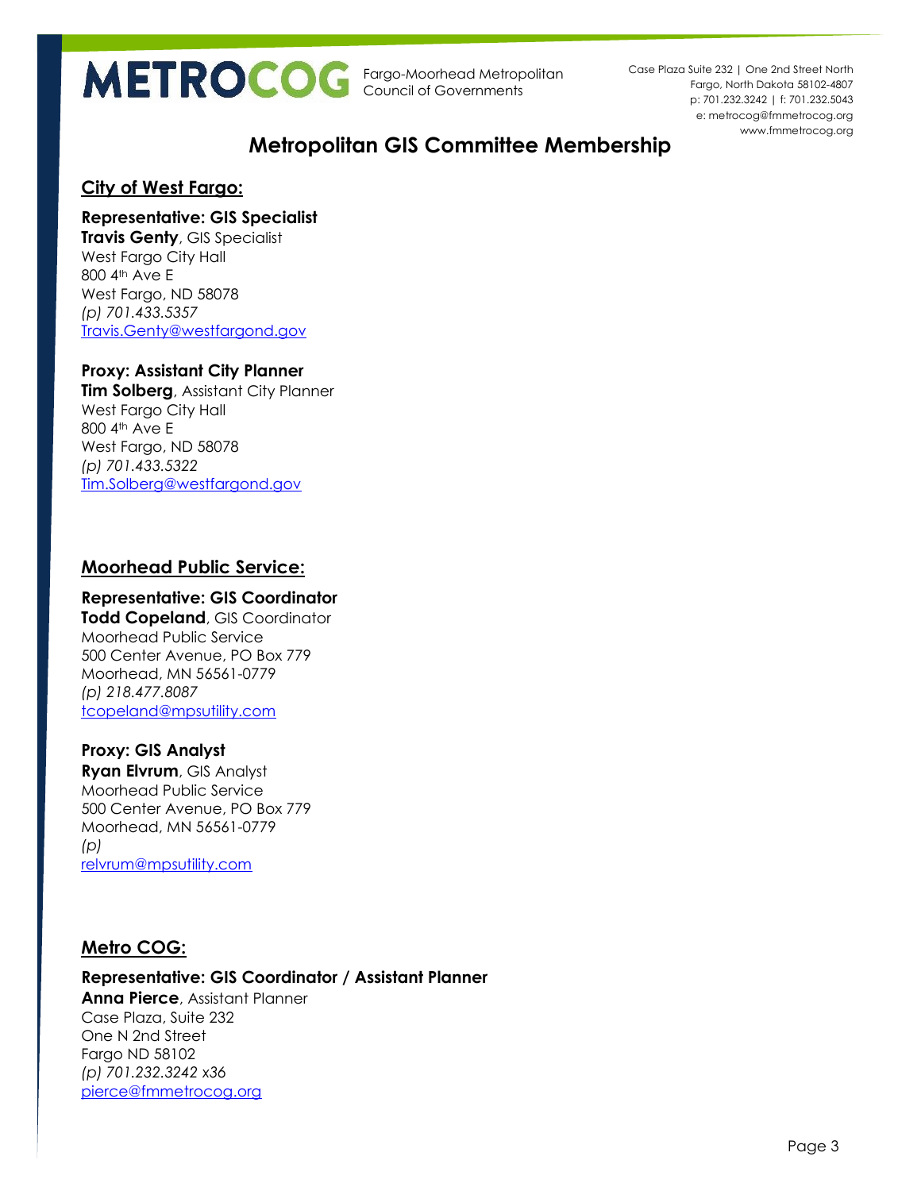# Metropolitan GIS Committee Membership

## City of West Fargo:

**Representative: GIS Specialist**
**Travis Genty**, GIS Specialist
West Fargo City Hall
800 4th Ave E
West Fargo, ND 58078
*(p) 701.433.5357*
Travis.Genty@westfargond.gov

**Proxy: Assistant City Planner**
**Tim Solberg**, Assistant City Planner
West Fargo City Hall
800 4th Ave E
West Fargo, ND 58078
*(p) 701.433.5322*
Tim.Solberg@westfargond.gov

## Moorhead Public Service:

**Representative: GIS Coordinator**
**Todd Copeland**, GIS Coordinator
Moorhead Public Service
500 Center Avenue, PO Box 779
Moorhead, MN 56561-0779
*(p) 218.477.8087*
tcopeland@mpsutility.com

**Proxy: GIS Analyst**
**Ryan Elvrum**, GIS Analyst
Moorhead Public Service
500 Center Avenue, PO Box 779
Moorhead, MN 56561-0779
*(p)*
relvrum@mpsutility.com

## Metro COG:

**Representative: GIS Coordinator / Assistant Planner**
**Anna Pierce**, Assistant Planner
Case Plaza, Suite 232
One N 2nd Street
Fargo ND 58102
*(p) 701.232.3242 x36*
pierce@fmmetrocog.org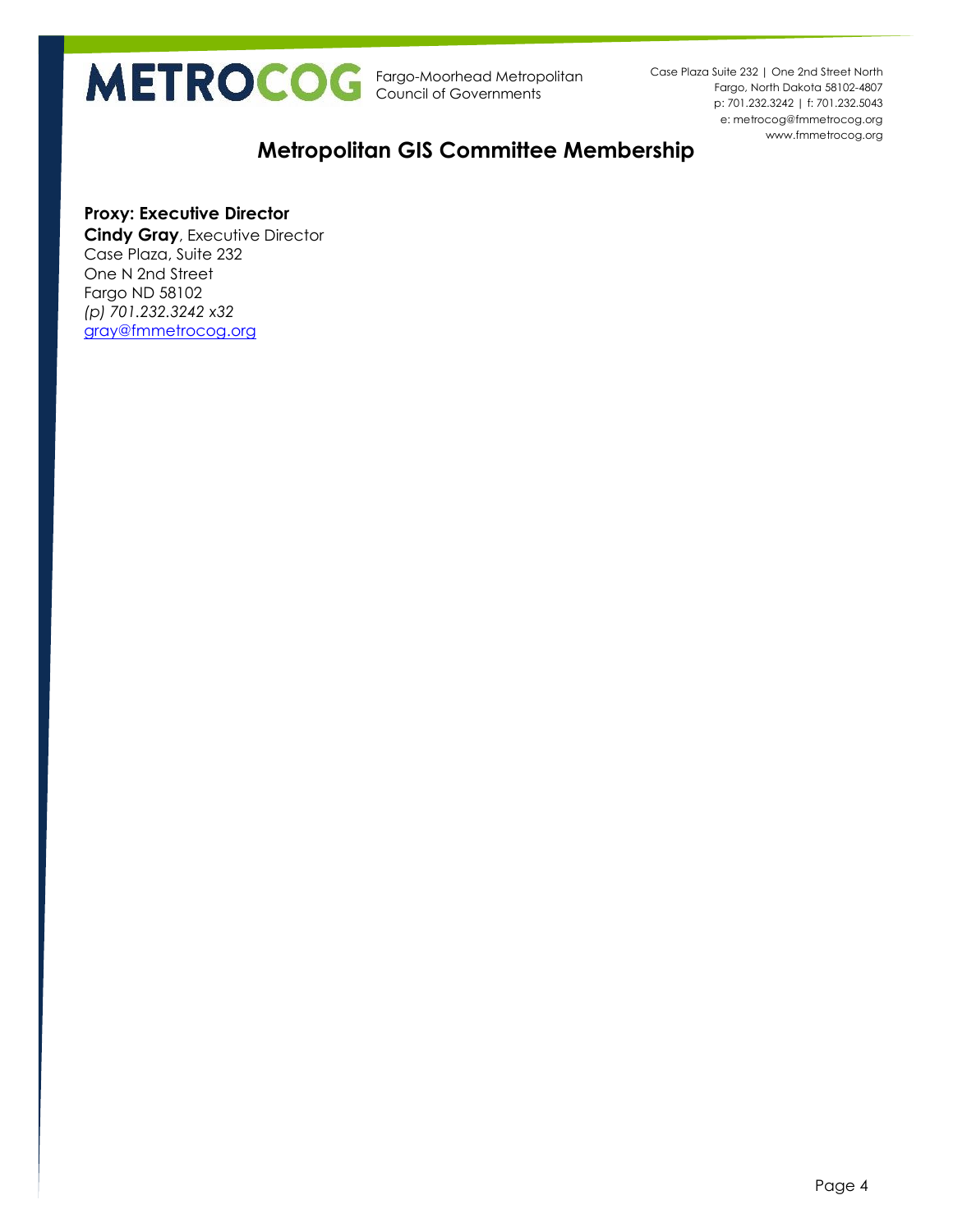METROCOG Fargo-Moorhead Metropolitan Council of Governments

Case Plaza Suite 232 | One 2nd Street North
Fargo, North Dakota 58102-4807
p: 701.232.3242 | f: 701.232.5043
e: metrocog@fmmetrocog.org
www.fmmetrocog.org

## Metropolitan GIS Committee Membership

**Proxy: Executive Director**
**Cindy Gray**, Executive Director
Case Plaza, Suite 232
One N 2nd Street
Fargo ND 58102
*(p) 701.232.3242 x32*
gray@fmmetrocog.org